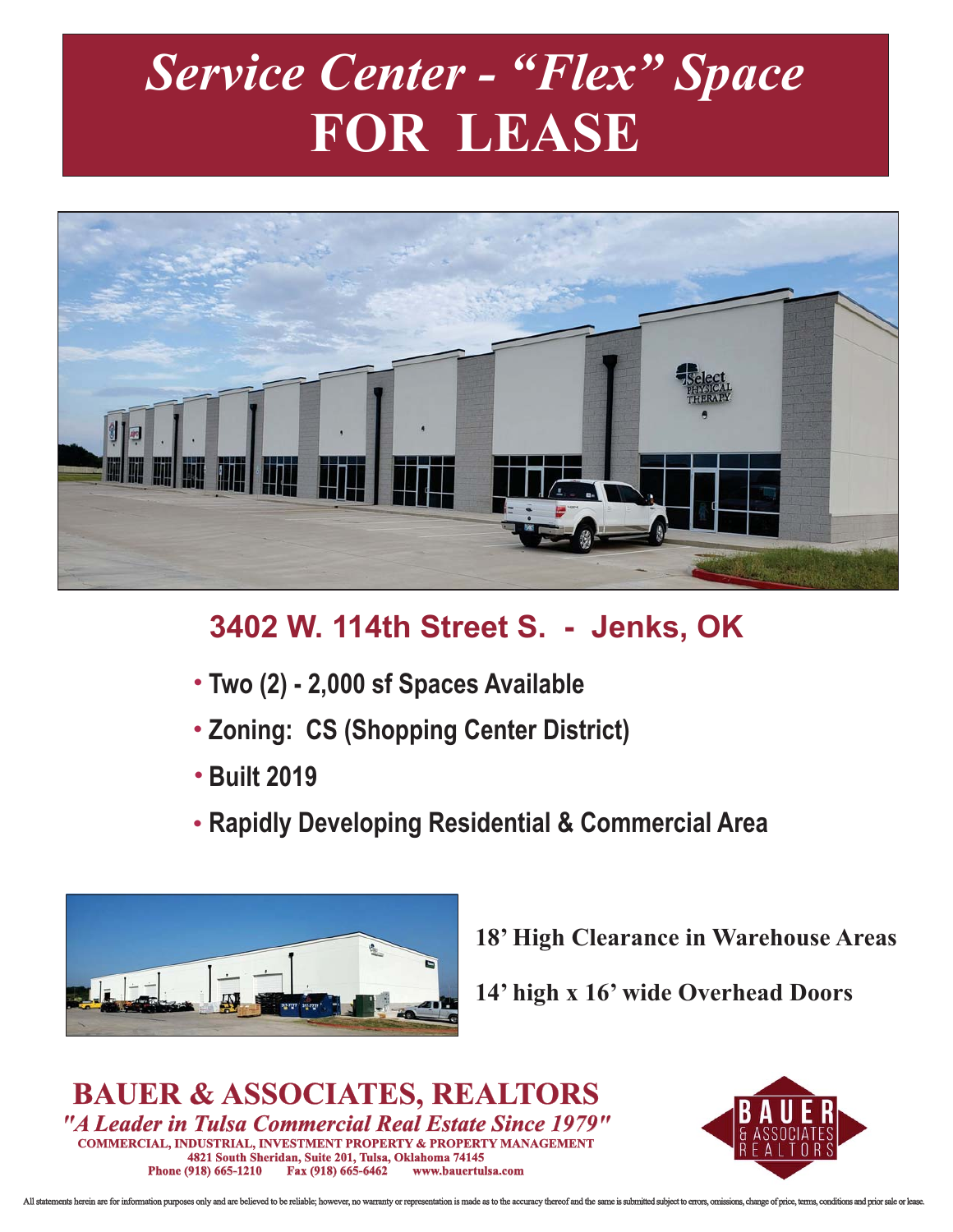# *Service Center - "Flex" Space*
# FOR LEASE

## 3402 W. 114th Street S. - Jenks, OK

- **Two (2) - 2,000 sf Spaces Available**
- **Zoning: CS (Shopping Center District)**
- **Built 2019**
- **Rapidly Developing Residential & Commercial Area**

**18' High Clearance in Warehouse Areas**

**14' high x 16' wide Overhead Doors**

**BAUER & ASSOCIATES, REALTORS**

***"A Leader in Tulsa Commercial Real Estate Since 1979"***

**COMMERCIAL, INDUSTRIAL, INVESTMENT PROPERTY & PROPERTY MANAGEMENT**

**4821 South Sheridan, Suite 201, Tulsa, Oklahoma 74145**

**Phone (918) 665-1210 Fax (918) 665-6462 www.bauertulsa.com**

BAUER & ASSOCIATES REALTORS

All statements herein are for information purposes only and are believed to be reliable; however, no warranty or representation is made as to the accuracy thereof and the same is submitted subject to errors, omissions, change of price, terms, conditions and prior sale or lease.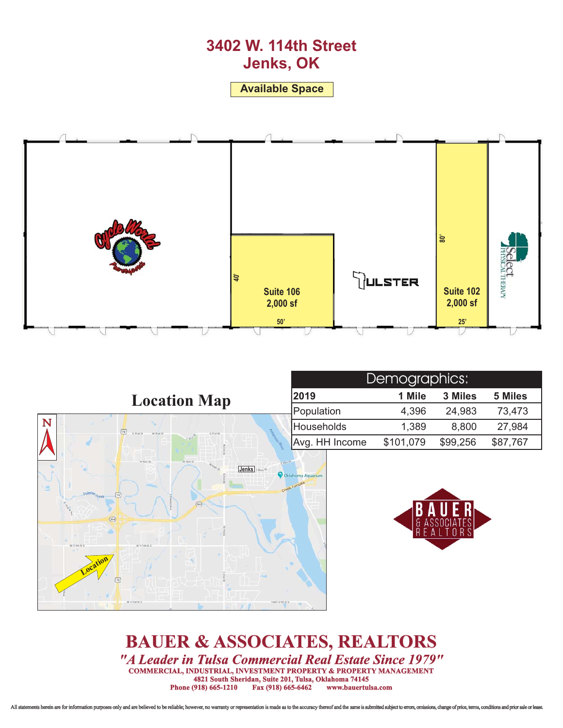# 3402 W. 114th Street
# Jenks, OK

**Available Space**

Suite 106
2,000 sf
40'
50'

ULSTER

Suite 102
2,000 sf
80'
25'

## Location Map

Location

## Demographics:

| 2019 | 1 Mile | 3 Miles | 5 Miles |
|---|---|---|---|
| Population | 4,396 | 24,983 | 73,473 |
| Households | 1,389 | 8,800 | 27,984 |
| Avg. HH Income | $101,079 | $99,256 | $87,767 |

BAUER & ASSOCIATES REALTORS

# BAUER & ASSOCIATES, REALTORS

*"A Leader in Tulsa Commercial Real Estate Since 1979"*

COMMERCIAL, INDUSTRIAL, INVESTMENT PROPERTY & PROPERTY MANAGEMENT
4821 South Sheridan, Suite 201, Tulsa, Oklahoma 74145
Phone (918) 665-1210 Fax (918) 665-6462 www.bauertulsa.com

All statements herein are for information purposes only and are believed to be reliable; however, no warranty or representation is made as to the accuracy thereof and the same is submitted subject to errors, omissions, change of price, terms, conditions and prior sale or lease.